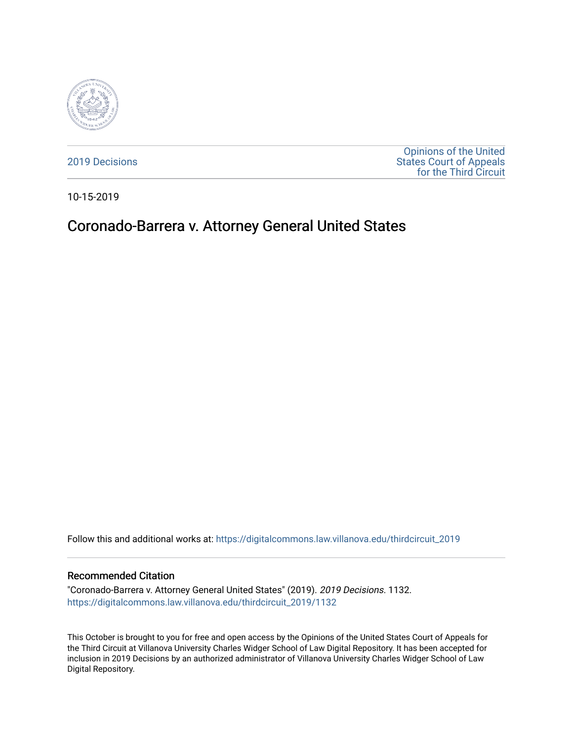2019 Decisions

Opinions of the United States Court of Appeals for the Third Circuit

10-15-2019

# Coronado-Barrera v. Attorney General United States

Follow this and additional works at: https://digitalcommons.law.villanova.edu/thirdcircuit_2019

### Recommended Citation

"Coronado-Barrera v. Attorney General United States" (2019). *2019 Decisions*. 1132.
https://digitalcommons.law.villanova.edu/thirdcircuit_2019/1132

This October is brought to you for free and open access by the Opinions of the United States Court of Appeals for the Third Circuit at Villanova University Charles Widger School of Law Digital Repository. It has been accepted for inclusion in 2019 Decisions by an authorized administrator of Villanova University Charles Widger School of Law Digital Repository.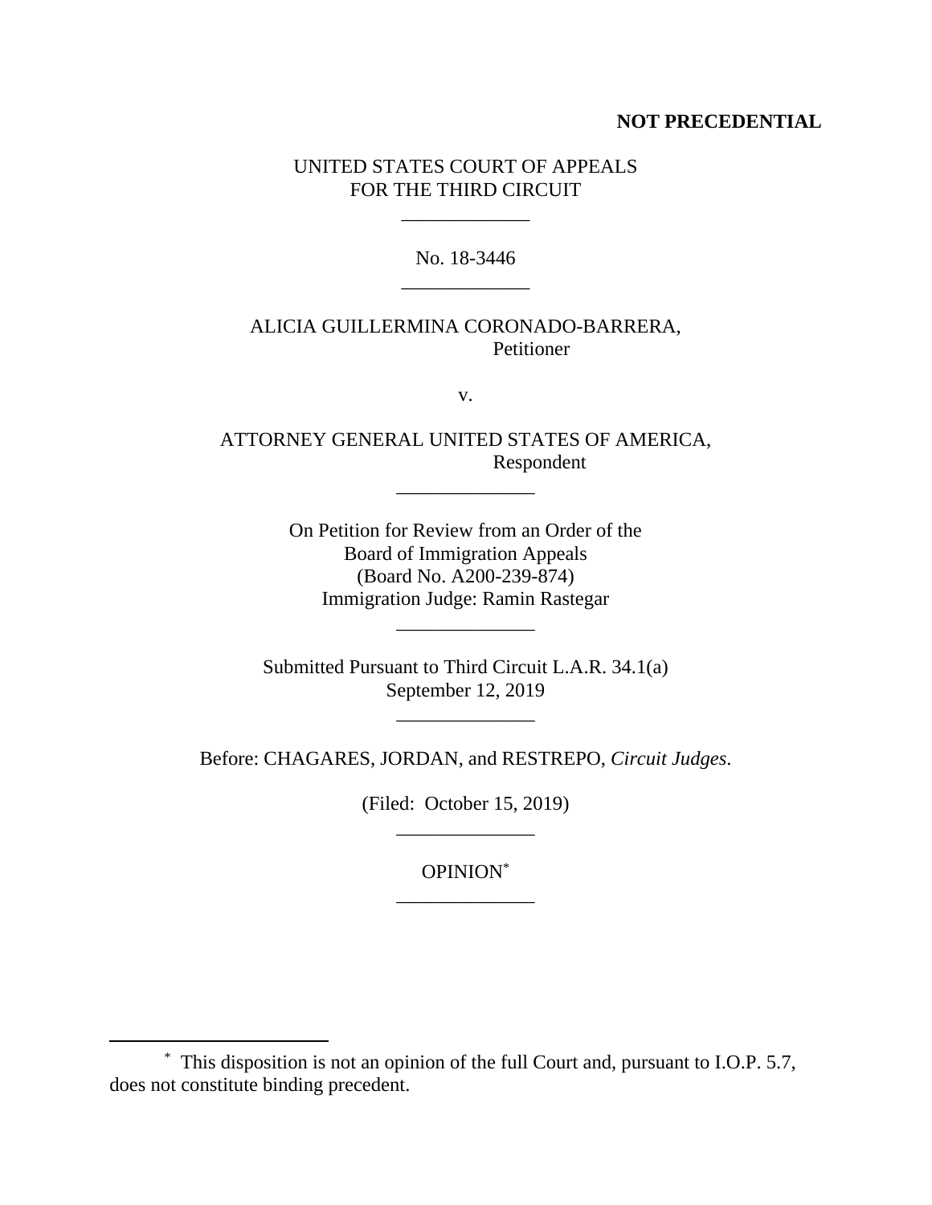**NOT PRECEDENTIAL**

UNITED STATES COURT OF APPEALS
FOR THE THIRD CIRCUIT

\_\_\_\_\_\_\_\_\_\_\_\_\_

No. 18-3446

\_\_\_\_\_\_\_\_\_\_\_\_\_

ALICIA GUILLERMINA CORONADO-BARRERA,
Petitioner

v.

ATTORNEY GENERAL UNITED STATES OF AMERICA,
Respondent

\_\_\_\_\_\_\_\_\_\_\_\_\_\_

On Petition for Review from an Order of the
Board of Immigration Appeals
(Board No. A200-239-874)
Immigration Judge: Ramin Rastegar

\_\_\_\_\_\_\_\_\_\_\_\_\_\_

Submitted Pursuant to Third Circuit L.A.R. 34.1(a)
September 12, 2019

\_\_\_\_\_\_\_\_\_\_\_\_\_\_

Before: CHAGARES, JORDAN, and RESTREPO, *Circuit Judges*.

(Filed: October 15, 2019)

\_\_\_\_\_\_\_\_\_\_\_\_\_\_

OPINION[*]

\_\_\_\_\_\_\_\_\_\_\_\_\_\_

[*] This disposition is not an opinion of the full Court and, pursuant to I.O.P. 5.7, does not constitute binding precedent.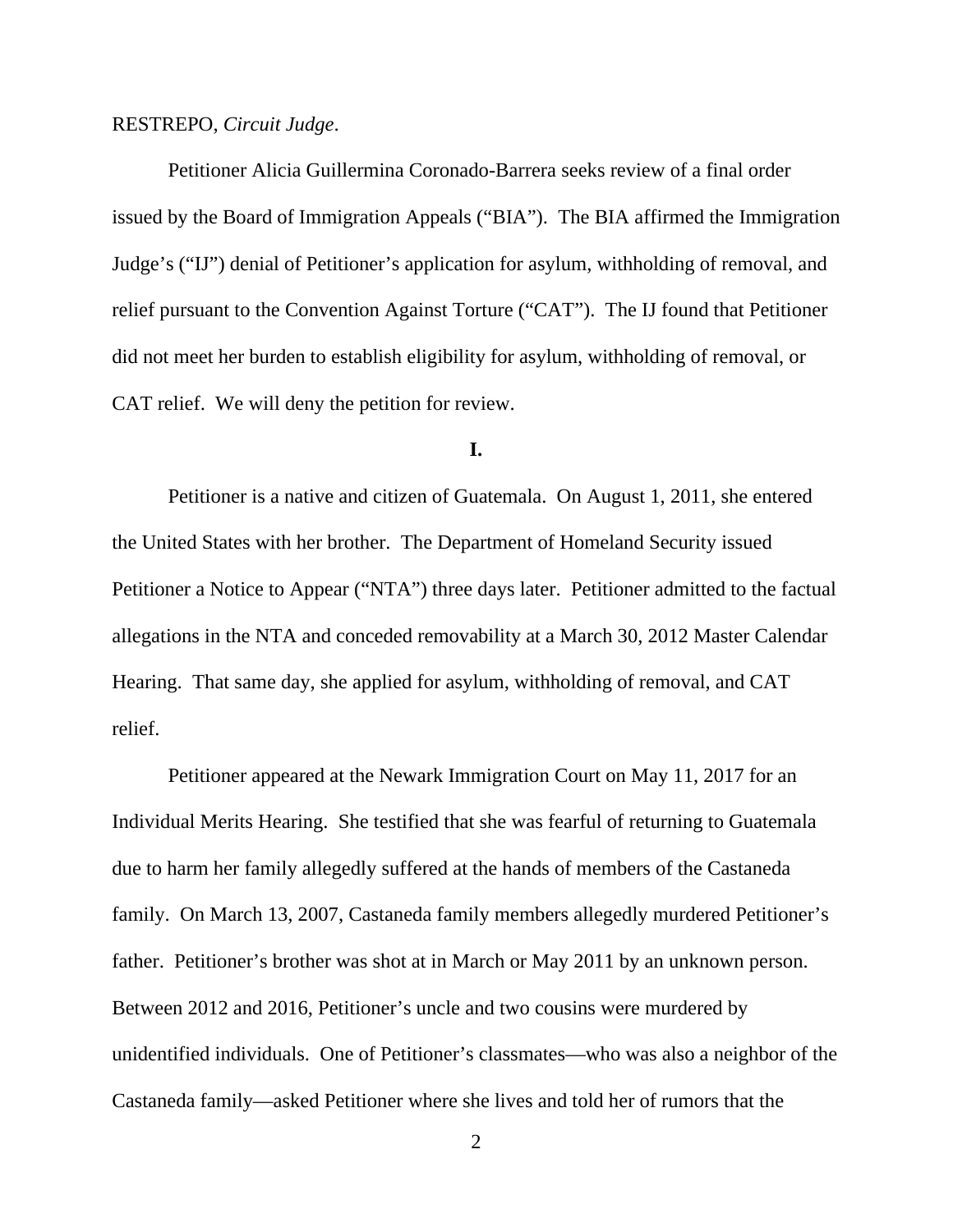RESTREPO, *Circuit Judge*.

Petitioner Alicia Guillermina Coronado-Barrera seeks review of a final order issued by the Board of Immigration Appeals ("BIA"). The BIA affirmed the Immigration Judge's ("IJ") denial of Petitioner's application for asylum, withholding of removal, and relief pursuant to the Convention Against Torture ("CAT"). The IJ found that Petitioner did not meet her burden to establish eligibility for asylum, withholding of removal, or CAT relief. We will deny the petition for review.

**I.**

Petitioner is a native and citizen of Guatemala. On August 1, 2011, she entered the United States with her brother. The Department of Homeland Security issued Petitioner a Notice to Appear ("NTA") three days later. Petitioner admitted to the factual allegations in the NTA and conceded removability at a March 30, 2012 Master Calendar Hearing. That same day, she applied for asylum, withholding of removal, and CAT relief.

Petitioner appeared at the Newark Immigration Court on May 11, 2017 for an Individual Merits Hearing. She testified that she was fearful of returning to Guatemala due to harm her family allegedly suffered at the hands of members of the Castaneda family. On March 13, 2007, Castaneda family members allegedly murdered Petitioner's father. Petitioner's brother was shot at in March or May 2011 by an unknown person. Between 2012 and 2016, Petitioner's uncle and two cousins were murdered by unidentified individuals. One of Petitioner's classmates—who was also a neighbor of the Castaneda family—asked Petitioner where she lives and told her of rumors that the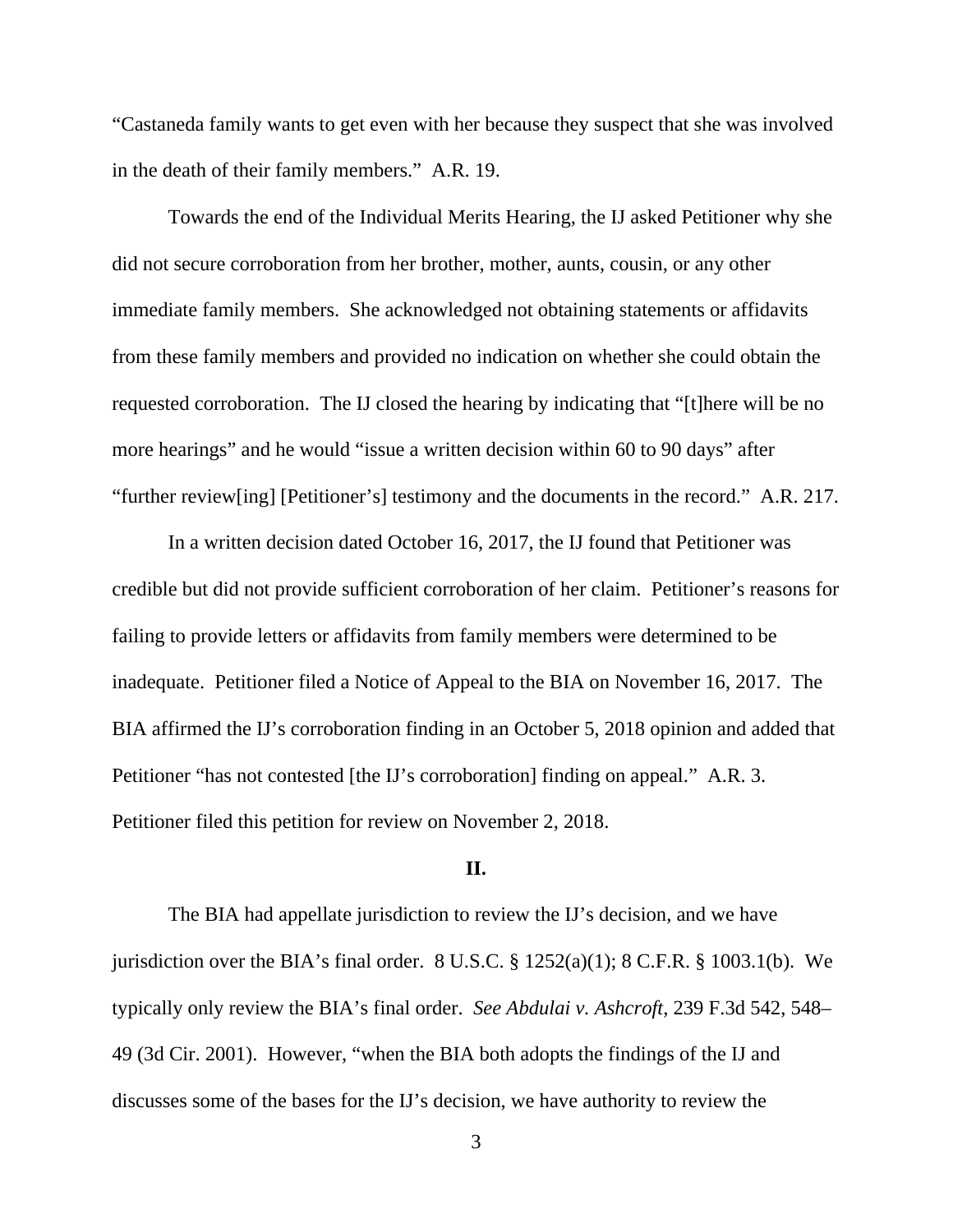"Castaneda family wants to get even with her because they suspect that she was involved in the death of their family members." A.R. 19.

Towards the end of the Individual Merits Hearing, the IJ asked Petitioner why she did not secure corroboration from her brother, mother, aunts, cousin, or any other immediate family members. She acknowledged not obtaining statements or affidavits from these family members and provided no indication on whether she could obtain the requested corroboration. The IJ closed the hearing by indicating that "[t]here will be no more hearings" and he would "issue a written decision within 60 to 90 days" after "further review[ing] [Petitioner's] testimony and the documents in the record." A.R. 217.

In a written decision dated October 16, 2017, the IJ found that Petitioner was credible but did not provide sufficient corroboration of her claim. Petitioner's reasons for failing to provide letters or affidavits from family members were determined to be inadequate. Petitioner filed a Notice of Appeal to the BIA on November 16, 2017. The BIA affirmed the IJ's corroboration finding in an October 5, 2018 opinion and added that Petitioner "has not contested [the IJ's corroboration] finding on appeal." A.R. 3. Petitioner filed this petition for review on November 2, 2018.

## II.

The BIA had appellate jurisdiction to review the IJ's decision, and we have jurisdiction over the BIA's final order. 8 U.S.C. § 1252(a)(1); 8 C.F.R. § 1003.1(b). We typically only review the BIA's final order. *See Abdulai v. Ashcroft*, 239 F.3d 542, 548–49 (3d Cir. 2001). However, "when the BIA both adopts the findings of the IJ and discusses some of the bases for the IJ's decision, we have authority to review the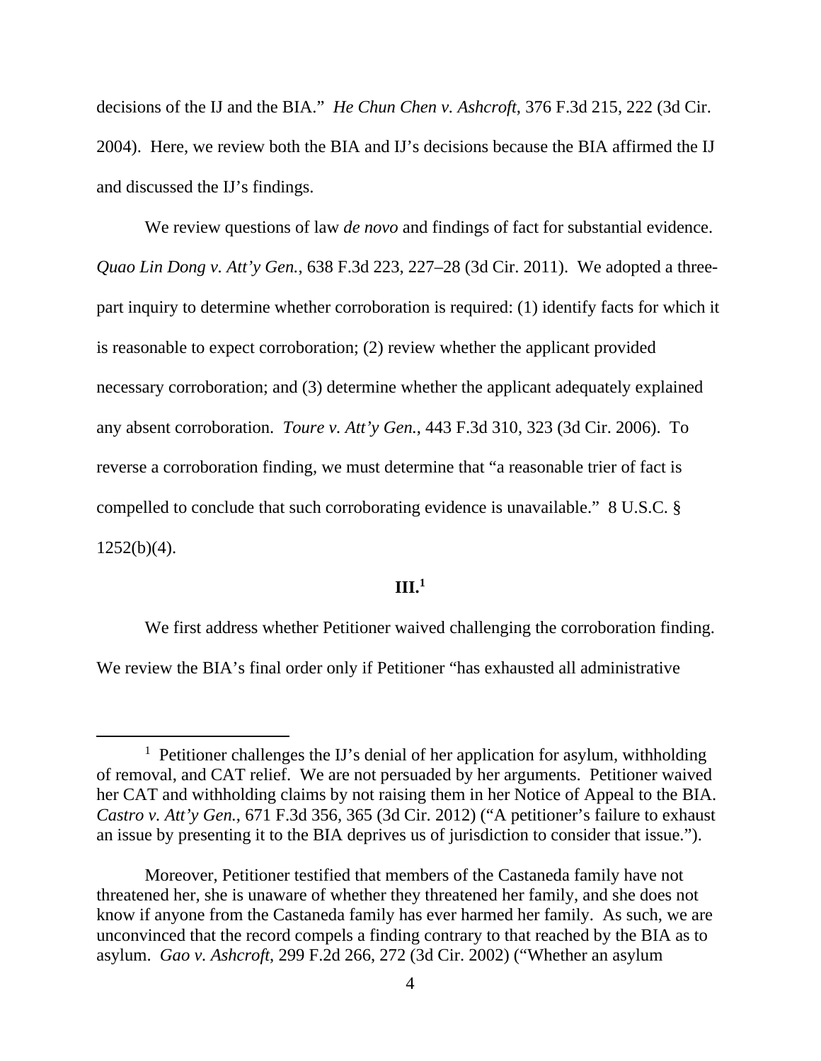decisions of the IJ and the BIA." *He Chun Chen v. Ashcroft*, 376 F.3d 215, 222 (3d Cir. 2004). Here, we review both the BIA and IJ's decisions because the BIA affirmed the IJ and discussed the IJ's findings.

We review questions of law *de novo* and findings of fact for substantial evidence. *Quao Lin Dong v. Att'y Gen.*, 638 F.3d 223, 227–28 (3d Cir. 2011). We adopted a three-part inquiry to determine whether corroboration is required: (1) identify facts for which it is reasonable to expect corroboration; (2) review whether the applicant provided necessary corroboration; and (3) determine whether the applicant adequately explained any absent corroboration. *Toure v. Att'y Gen.*, 443 F.3d 310, 323 (3d Cir. 2006). To reverse a corroboration finding, we must determine that "a reasonable trier of fact is compelled to conclude that such corroborating evidence is unavailable." 8 U.S.C. § 1252(b)(4).

## III.[1]

We first address whether Petitioner waived challenging the corroboration finding. We review the BIA's final order only if Petitioner "has exhausted all administrative

---

[1] Petitioner challenges the IJ's denial of her application for asylum, withholding of removal, and CAT relief. We are not persuaded by her arguments. Petitioner waived her CAT and withholding claims by not raising them in her Notice of Appeal to the BIA. *Castro v. Att'y Gen.*, 671 F.3d 356, 365 (3d Cir. 2012) ("A petitioner's failure to exhaust an issue by presenting it to the BIA deprives us of jurisdiction to consider that issue.").

Moreover, Petitioner testified that members of the Castaneda family have not threatened her, she is unaware of whether they threatened her family, and she does not know if anyone from the Castaneda family has ever harmed her family. As such, we are unconvinced that the record compels a finding contrary to that reached by the BIA as to asylum. *Gao v. Ashcroft*, 299 F.2d 266, 272 (3d Cir. 2002) ("Whether an asylum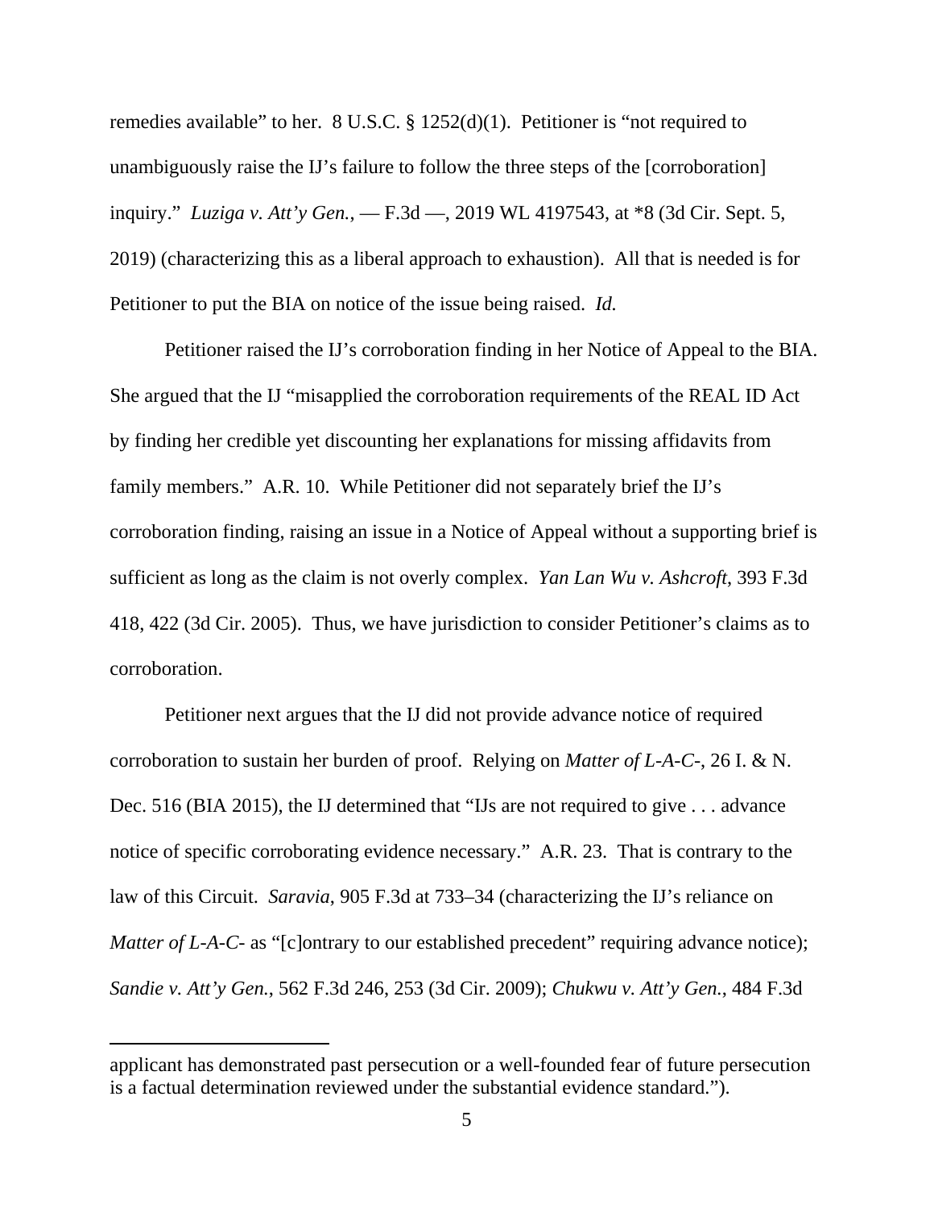remedies available" to her. 8 U.S.C. § 1252(d)(1). Petitioner is "not required to unambiguously raise the IJ's failure to follow the three steps of the [corroboration] inquiry." *Luziga v. Att'y Gen.*, — F.3d —, 2019 WL 4197543, at *8 (3d Cir. Sept. 5, 2019) (characterizing this as a liberal approach to exhaustion). All that is needed is for Petitioner to put the BIA on notice of the issue being raised. *Id.*

Petitioner raised the IJ's corroboration finding in her Notice of Appeal to the BIA. She argued that the IJ "misapplied the corroboration requirements of the REAL ID Act by finding her credible yet discounting her explanations for missing affidavits from family members." A.R. 10. While Petitioner did not separately brief the IJ's corroboration finding, raising an issue in a Notice of Appeal without a supporting brief is sufficient as long as the claim is not overly complex. *Yan Lan Wu v. Ashcroft*, 393 F.3d 418, 422 (3d Cir. 2005). Thus, we have jurisdiction to consider Petitioner's claims as to corroboration.

Petitioner next argues that the IJ did not provide advance notice of required corroboration to sustain her burden of proof. Relying on *Matter of L-A-C-*, 26 I. & N. Dec. 516 (BIA 2015), the IJ determined that "IJs are not required to give . . . advance notice of specific corroborating evidence necessary." A.R. 23. That is contrary to the law of this Circuit. *Saravia*, 905 F.3d at 733–34 (characterizing the IJ's reliance on *Matter of L-A-C-* as "[c]ontrary to our established precedent" requiring advance notice); *Sandie v. Att'y Gen.*, 562 F.3d 246, 253 (3d Cir. 2009); *Chukwu v. Att'y Gen.*, 484 F.3d

---

applicant has demonstrated past persecution or a well-founded fear of future persecution is a factual determination reviewed under the substantial evidence standard.").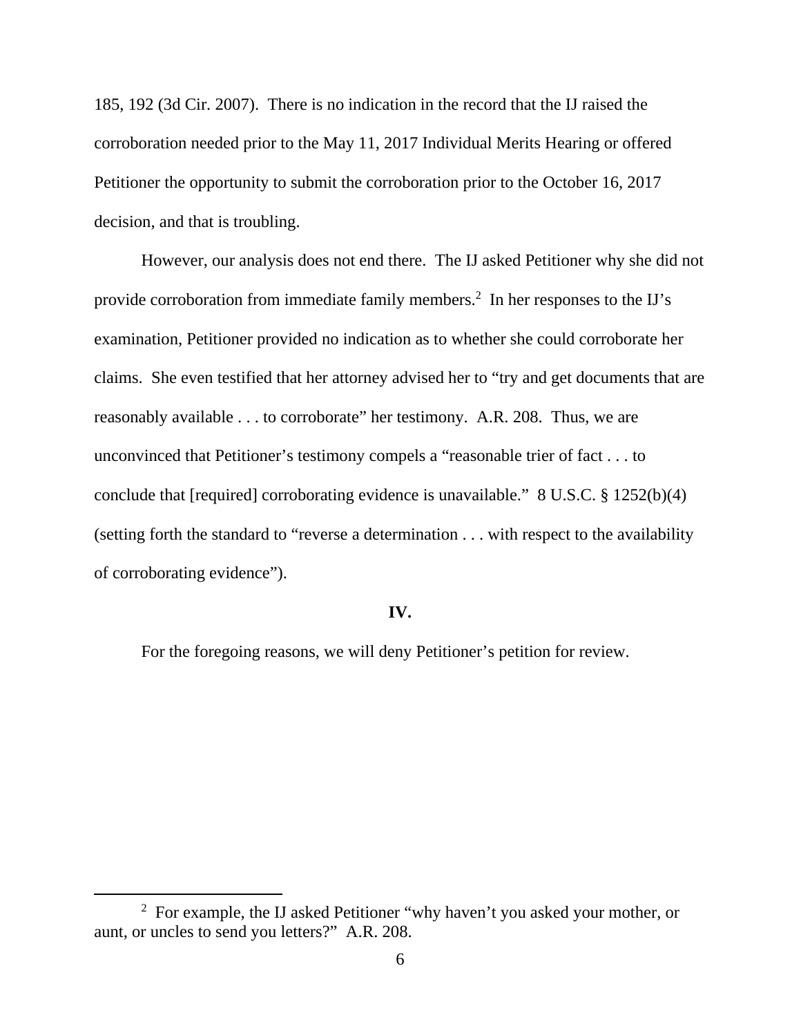185, 192 (3d Cir. 2007). There is no indication in the record that the IJ raised the corroboration needed prior to the May 11, 2017 Individual Merits Hearing or offered Petitioner the opportunity to submit the corroboration prior to the October 16, 2017 decision, and that is troubling.

However, our analysis does not end there. The IJ asked Petitioner why she did not provide corroboration from immediate family members.[2] In her responses to the IJ's examination, Petitioner provided no indication as to whether she could corroborate her claims. She even testified that her attorney advised her to "try and get documents that are reasonably available . . . to corroborate" her testimony. A.R. 208. Thus, we are unconvinced that Petitioner's testimony compels a "reasonable trier of fact . . . to conclude that [required] corroborating evidence is unavailable." 8 U.S.C. § 1252(b)(4) (setting forth the standard to "reverse a determination . . . with respect to the availability of corroborating evidence").

## IV.

For the foregoing reasons, we will deny Petitioner's petition for review.

---

[2] For example, the IJ asked Petitioner "why haven't you asked your mother, or aunt, or uncles to send you letters?" A.R. 208.